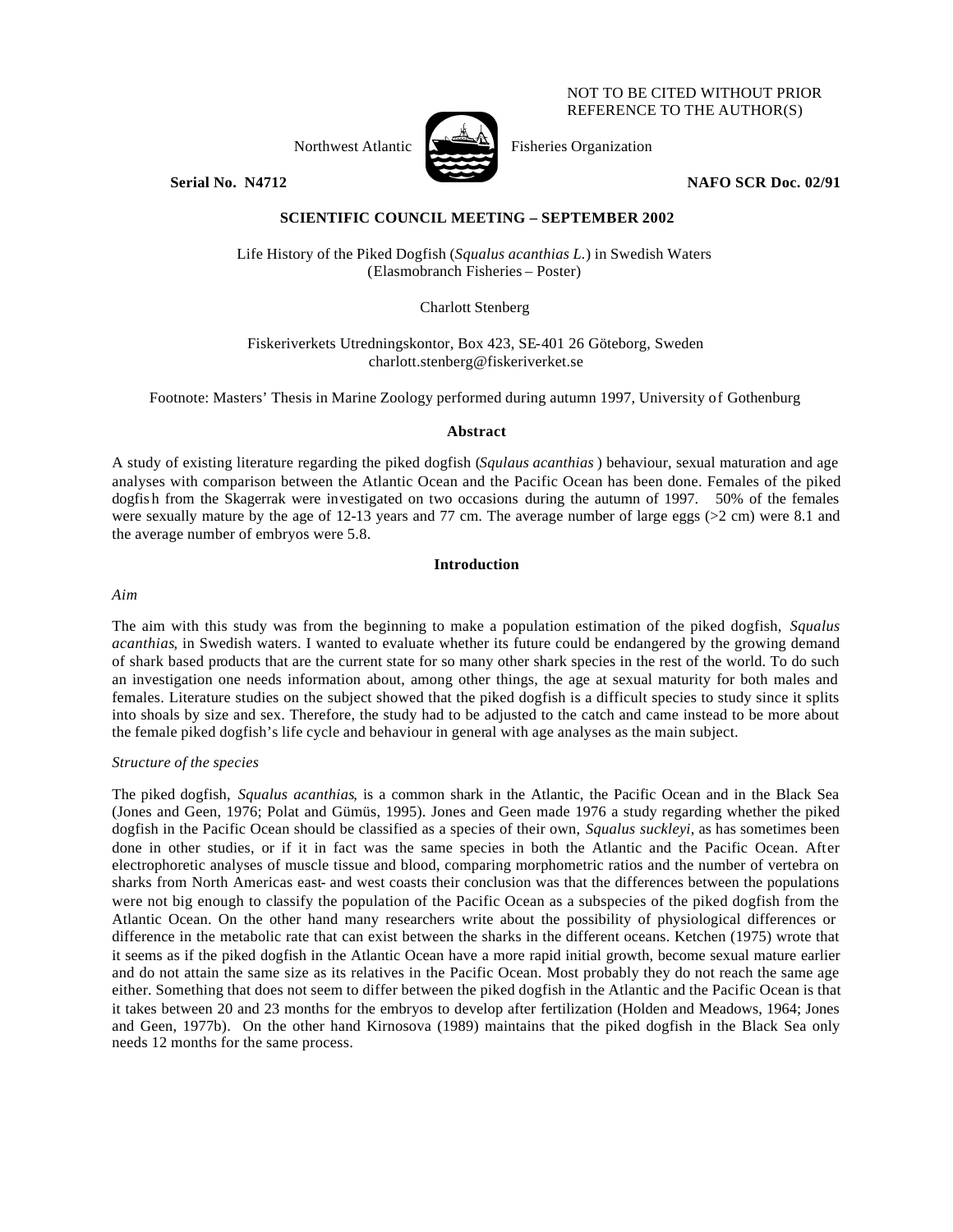NOT TO BE CITED WITHOUT PRIOR REFERENCE TO THE AUTHOR(S)

Northwest Atlantic Fisheries Organization

**Serial No. N4712** **NAFO SCR Doc. 02/91**

**SCIENTIFIC COUNCIL MEETING – SEPTEMBER 2002**

Life History of the Piked Dogfish (*Squalus acanthias L.*) in Swedish Waters
(Elasmobranch Fisheries – Poster)

Charlott Stenberg

Fiskeriverkets Utredningskontor, Box 423, SE-401 26 Göteborg, Sweden
charlott.stenberg@fiskeriverket.se

Footnote: Masters' Thesis in Marine Zoology performed during autumn 1997, University of Gothenburg

## Abstract

A study of existing literature regarding the piked dogfish (*Squlaus acanthias*) behaviour, sexual maturation and age analyses with comparison between the Atlantic Ocean and the Pacific Ocean has been done. Females of the piked dogfish from the Skagerrak were investigated on two occasions during the autumn of 1997. 50% of the females were sexually mature by the age of 12-13 years and 77 cm. The average number of large eggs (>2 cm) were 8.1 and the average number of embryos were 5.8.

## Introduction

*Aim*

The aim with this study was from the beginning to make a population estimation of the piked dogfish, *Squalus acanthias*, in Swedish waters. I wanted to evaluate whether its future could be endangered by the growing demand of shark based products that are the current state for so many other shark species in the rest of the world. To do such an investigation one needs information about, among other things, the age at sexual maturity for both males and females. Literature studies on the subject showed that the piked dogfish is a difficult species to study since it splits into shoals by size and sex. Therefore, the study had to be adjusted to the catch and came instead to be more about the female piked dogfish's life cycle and behaviour in general with age analyses as the main subject.

*Structure of the species*

The piked dogfish, *Squalus acanthias*, is a common shark in the Atlantic, the Pacific Ocean and in the Black Sea (Jones and Geen, 1976; Polat and Gümüs, 1995). Jones and Geen made 1976 a study regarding whether the piked dogfish in the Pacific Ocean should be classified as a species of their own, *Squalus suckleyi*, as has sometimes been done in other studies, or if it in fact was the same species in both the Atlantic and the Pacific Ocean. After electrophoretic analyses of muscle tissue and blood, comparing morphometric ratios and the number of vertebra on sharks from North Americas east- and west coasts their conclusion was that the differences between the populations were not big enough to classify the population of the Pacific Ocean as a subspecies of the piked dogfish from the Atlantic Ocean. On the other hand many researchers write about the possibility of physiological differences or difference in the metabolic rate that can exist between the sharks in the different oceans. Ketchen (1975) wrote that it seems as if the piked dogfish in the Atlantic Ocean have a more rapid initial growth, become sexual mature earlier and do not attain the same size as its relatives in the Pacific Ocean. Most probably they do not reach the same age either. Something that does not seem to differ between the piked dogfish in the Atlantic and the Pacific Ocean is that it takes between 20 and 23 months for the embryos to develop after fertilization (Holden and Meadows, 1964; Jones and Geen, 1977b). On the other hand Kirnosova (1989) maintains that the piked dogfish in the Black Sea only needs 12 months for the same process.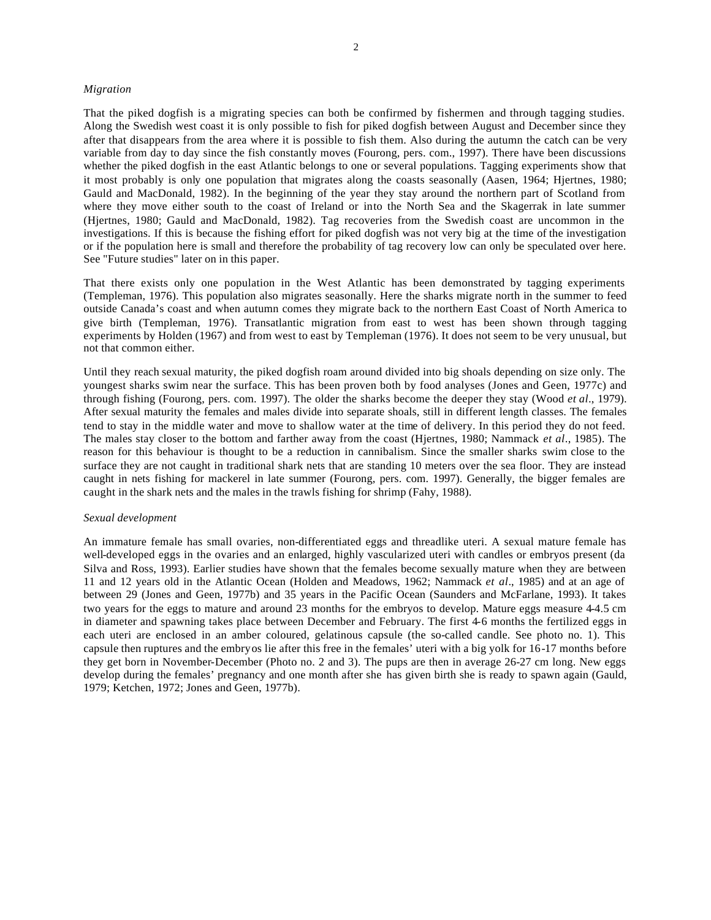*Migration*

That the piked dogfish is a migrating species can both be confirmed by fishermen and through tagging studies. Along the Swedish west coast it is only possible to fish for piked dogfish between August and December since they after that disappears from the area where it is possible to fish them. Also during the autumn the catch can be very variable from day to day since the fish constantly moves (Fourong, pers. com., 1997). There have been discussions whether the piked dogfish in the east Atlantic belongs to one or several populations. Tagging experiments show that it most probably is only one population that migrates along the coasts seasonally (Aasen, 1964; Hjertnes, 1980; Gauld and MacDonald, 1982). In the beginning of the year they stay around the northern part of Scotland from where they move either south to the coast of Ireland or into the North Sea and the Skagerrak in late summer (Hjertnes, 1980; Gauld and MacDonald, 1982). Tag recoveries from the Swedish coast are uncommon in the investigations. If this is because the fishing effort for piked dogfish was not very big at the time of the investigation or if the population here is small and therefore the probability of tag recovery low can only be speculated over here. See "Future studies" later on in this paper.

That there exists only one population in the West Atlantic has been demonstrated by tagging experiments (Templeman, 1976). This population also migrates seasonally. Here the sharks migrate north in the summer to feed outside Canada's coast and when autumn comes they migrate back to the northern East Coast of North America to give birth (Templeman, 1976). Transatlantic migration from east to west has been shown through tagging experiments by Holden (1967) and from west to east by Templeman (1976). It does not seem to be very unusual, but not that common either.

Until they reach sexual maturity, the piked dogfish roam around divided into big shoals depending on size only. The youngest sharks swim near the surface. This has been proven both by food analyses (Jones and Geen, 1977c) and through fishing (Fourong, pers. com. 1997). The older the sharks become the deeper they stay (Wood *et al*., 1979). After sexual maturity the females and males divide into separate shoals, still in different length classes. The females tend to stay in the middle water and move to shallow water at the time of delivery. In this period they do not feed. The males stay closer to the bottom and farther away from the coast (Hjertnes, 1980; Nammack *et al*., 1985). The reason for this behaviour is thought to be a reduction in cannibalism. Since the smaller sharks swim close to the surface they are not caught in traditional shark nets that are standing 10 meters over the sea floor. They are instead caught in nets fishing for mackerel in late summer (Fourong, pers. com. 1997). Generally, the bigger females are caught in the shark nets and the males in the trawls fishing for shrimp (Fahy, 1988).

*Sexual development*

An immature female has small ovaries, non-differentiated eggs and threadlike uteri. A sexual mature female has well-developed eggs in the ovaries and an enlarged, highly vascularized uteri with candles or embryos present (da Silva and Ross, 1993). Earlier studies have shown that the females become sexually mature when they are between 11 and 12 years old in the Atlantic Ocean (Holden and Meadows, 1962; Nammack *et al*., 1985) and at an age of between 29 (Jones and Geen, 1977b) and 35 years in the Pacific Ocean (Saunders and McFarlane, 1993). It takes two years for the eggs to mature and around 23 months for the embryos to develop. Mature eggs measure 4-4.5 cm in diameter and spawning takes place between December and February. The first 4-6 months the fertilized eggs in each uteri are enclosed in an amber coloured, gelatinous capsule (the so-called candle. See photo no. 1). This capsule then ruptures and the embryos lie after this free in the females' uteri with a big yolk for 16-17 months before they get born in November-December (Photo no. 2 and 3). The pups are then in average 26-27 cm long. New eggs develop during the females' pregnancy and one month after she has given birth she is ready to spawn again (Gauld, 1979; Ketchen, 1972; Jones and Geen, 1977b).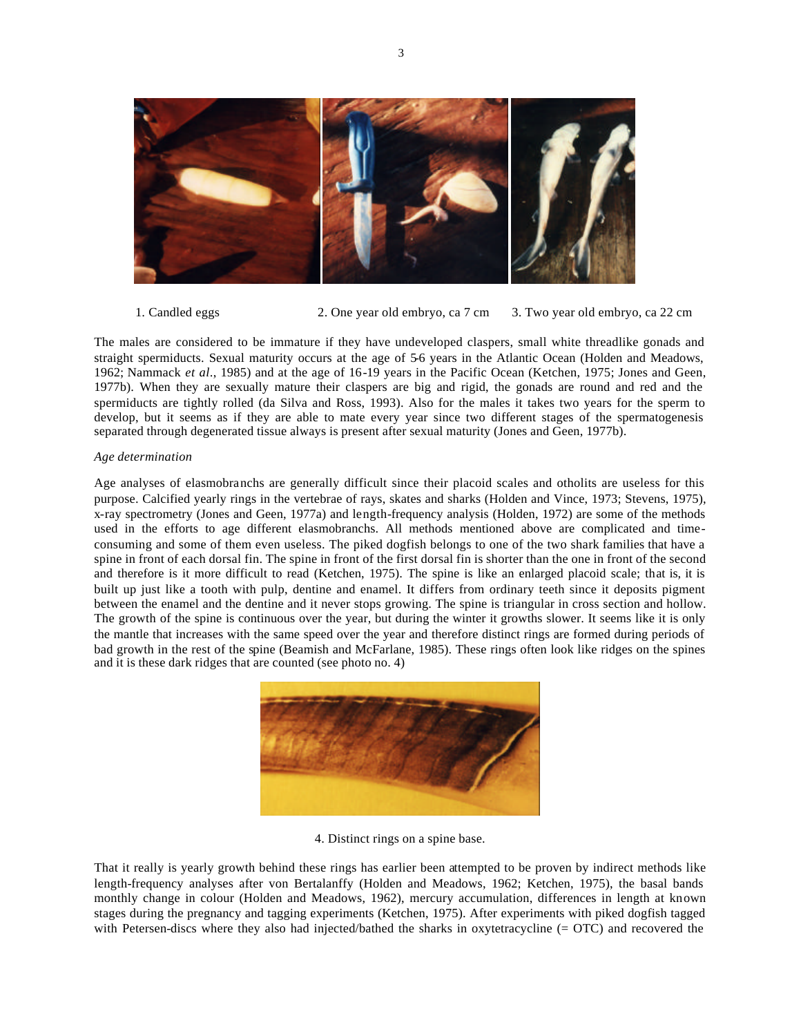1. Candled eggs 2. One year old embryo, ca 7 cm 3. Two year old embryo, ca 22 cm

The males are considered to be immature if they have undeveloped claspers, small white threadlike gonads and straight spermiducts. Sexual maturity occurs at the age of 5-6 years in the Atlantic Ocean (Holden and Meadows, 1962; Nammack *et al*., 1985) and at the age of 16-19 years in the Pacific Ocean (Ketchen, 1975; Jones and Geen, 1977b). When they are sexually mature their claspers are big and rigid, the gonads are round and red and the spermiducts are tightly rolled (da Silva and Ross, 1993). Also for the males it takes two years for the sperm to develop, but it seems as if they are able to mate every year since two different stages of the spermatogenesis separated through degenerated tissue always is present after sexual maturity (Jones and Geen, 1977b).

*Age determination*

Age analyses of elasmobranchs are generally difficult since their placoid scales and otholits are useless for this purpose. Calcified yearly rings in the vertebrae of rays, skates and sharks (Holden and Vince, 1973; Stevens, 1975), x-ray spectrometry (Jones and Geen, 1977a) and length-frequency analysis (Holden, 1972) are some of the methods used in the efforts to age different elasmobranchs. All methods mentioned above are complicated and time-consuming and some of them even useless. The piked dogfish belongs to one of the two shark families that have a spine in front of each dorsal fin. The spine in front of the first dorsal fin is shorter than the one in front of the second and therefore is it more difficult to read (Ketchen, 1975). The spine is like an enlarged placoid scale; that is, it is built up just like a tooth with pulp, dentine and enamel. It differs from ordinary teeth since it deposits pigment between the enamel and the dentine and it never stops growing. The spine is triangular in cross section and hollow. The growth of the spine is continuous over the year, but during the winter it growths slower. It seems like it is only the mantle that increases with the same speed over the year and therefore distinct rings are formed during periods of bad growth in the rest of the spine (Beamish and McFarlane, 1985). These rings often look like ridges on the spines and it is these dark ridges that are counted (see photo no. 4)

4. Distinct rings on a spine base.

That it really is yearly growth behind these rings has earlier been attempted to be proven by indirect methods like length-frequency analyses after von Bertalanffy (Holden and Meadows, 1962; Ketchen, 1975), the basal bands monthly change in colour (Holden and Meadows, 1962), mercury accumulation, differences in length at known stages during the pregnancy and tagging experiments (Ketchen, 1975). After experiments with piked dogfish tagged with Petersen-discs where they also had injected/bathed the sharks in oxytetracycline (= OTC) and recovered the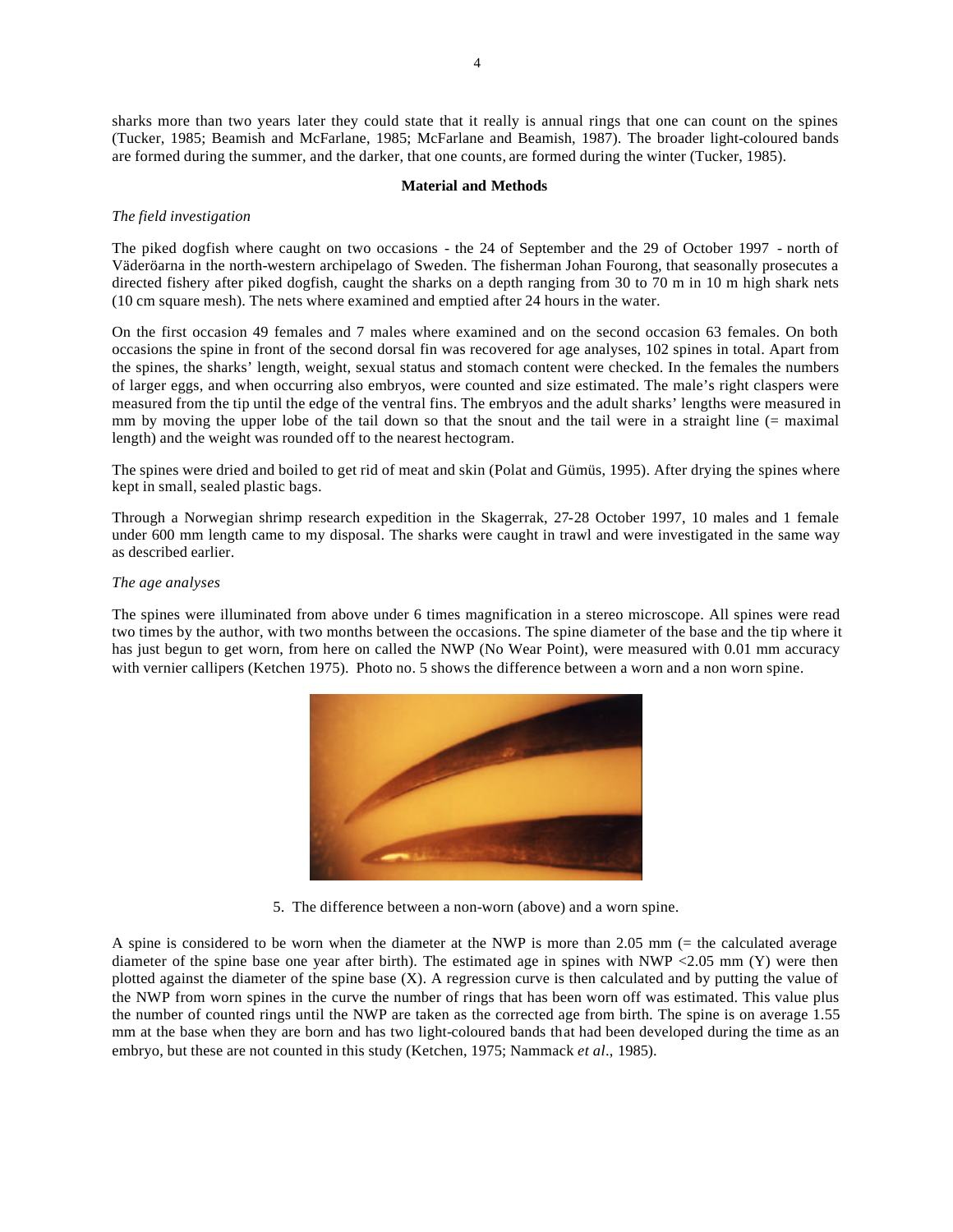sharks more than two years later they could state that it really is annual rings that one can count on the spines (Tucker, 1985; Beamish and McFarlane, 1985; McFarlane and Beamish, 1987). The broader light-coloured bands are formed during the summer, and the darker, that one counts, are formed during the winter (Tucker, 1985).

## Material and Methods

### *The field investigation*

The piked dogfish where caught on two occasions - the 24 of September and the 29 of October 1997 - north of Väderöarna in the north-western archipelago of Sweden. The fisherman Johan Fourong, that seasonally prosecutes a directed fishery after piked dogfish, caught the sharks on a depth ranging from 30 to 70 m in 10 m high shark nets (10 cm square mesh). The nets where examined and emptied after 24 hours in the water.

On the first occasion 49 females and 7 males where examined and on the second occasion 63 females. On both occasions the spine in front of the second dorsal fin was recovered for age analyses, 102 spines in total. Apart from the spines, the sharks' length, weight, sexual status and stomach content were checked. In the females the numbers of larger eggs, and when occurring also embryos, were counted and size estimated. The male's right claspers were measured from the tip until the edge of the ventral fins. The embryos and the adult sharks' lengths were measured in mm by moving the upper lobe of the tail down so that the snout and the tail were in a straight line (= maximal length) and the weight was rounded off to the nearest hectogram.

The spines were dried and boiled to get rid of meat and skin (Polat and Gümüs, 1995). After drying the spines where kept in small, sealed plastic bags.

Through a Norwegian shrimp research expedition in the Skagerrak, 27-28 October 1997, 10 males and 1 female under 600 mm length came to my disposal. The sharks were caught in trawl and were investigated in the same way as described earlier.

### *The age analyses*

The spines were illuminated from above under 6 times magnification in a stereo microscope. All spines were read two times by the author, with two months between the occasions. The spine diameter of the base and the tip where it has just begun to get worn, from here on called the NWP (No Wear Point), were measured with 0.01 mm accuracy with vernier callipers (Ketchen 1975). Photo no. 5 shows the difference between a worn and a non worn spine.

5. The difference between a non-worn (above) and a worn spine.

A spine is considered to be worn when the diameter at the NWP is more than 2.05 mm (= the calculated average diameter of the spine base one year after birth). The estimated age in spines with NWP <2.05 mm (Y) were then plotted against the diameter of the spine base (X). A regression curve is then calculated and by putting the value of the NWP from worn spines in the curve the number of rings that has been worn off was estimated. This value plus the number of counted rings until the NWP are taken as the corrected age from birth. The spine is on average 1.55 mm at the base when they are born and has two light-coloured bands that had been developed during the time as an embryo, but these are not counted in this study (Ketchen, 1975; Nammack *et al*., 1985).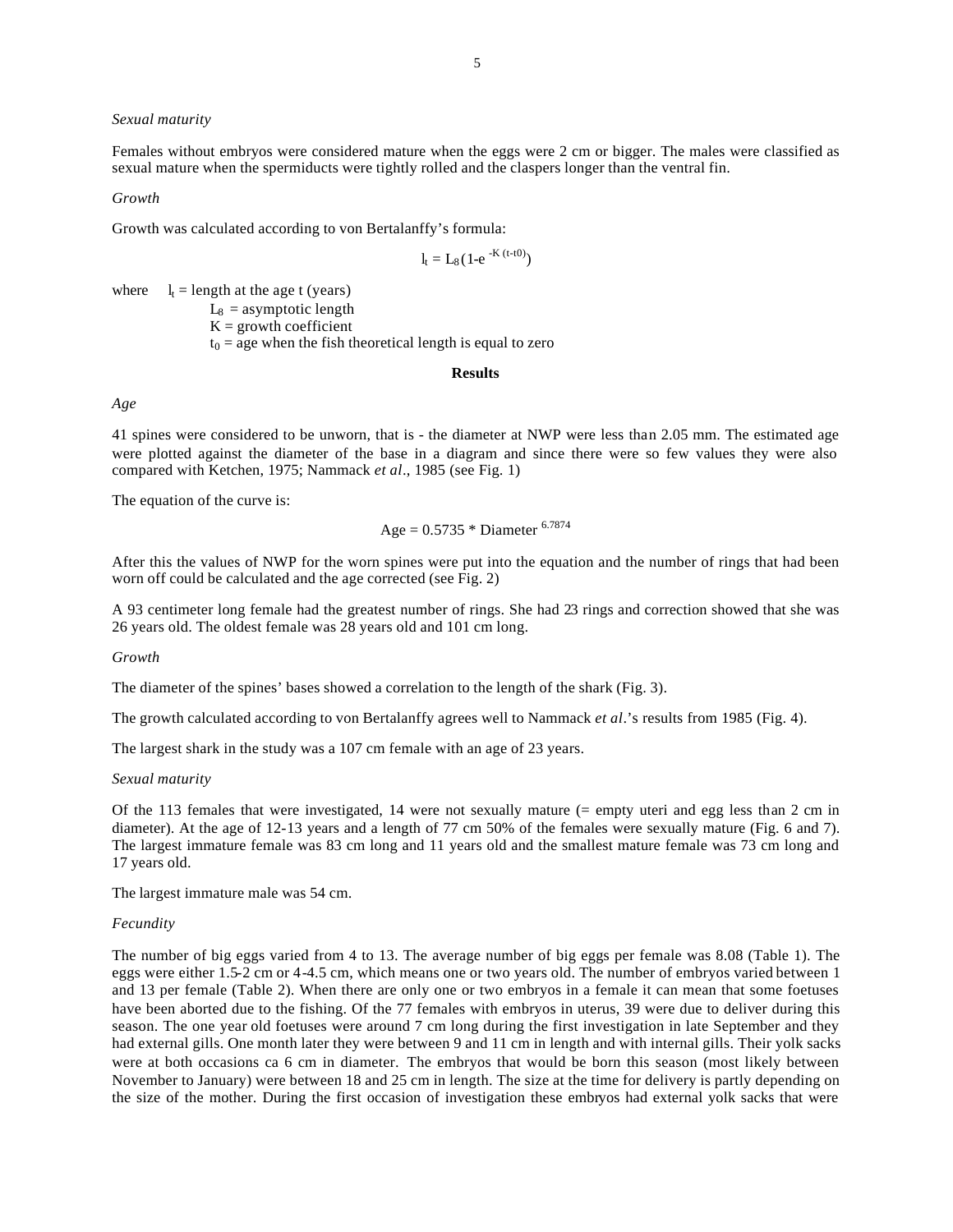*Sexual maturity*

Females without embryos were considered mature when the eggs were 2 cm or bigger. The males were classified as sexual mature when the spermiducts were tightly rolled and the claspers longer than the ventral fin.

*Growth*

Growth was calculated according to von Bertalanffy's formula:

$$l_t = L_8(1\text{-}e^{-K(t-t0)})$$

where $l_t$ = length at the age t (years)
$L_8$ = asymptotic length
K = growth coefficient
$t_0$ = age when the fish theoretical length is equal to zero

**Results**

*Age*

41 spines were considered to be unworn, that is - the diameter at NWP were less than 2.05 mm. The estimated age were plotted against the diameter of the base in a diagram and since there were so few values they were also compared with Ketchen, 1975; Nammack *et al*., 1985 (see Fig. 1)

The equation of the curve is:

$$\text{Age} = 0.5735 * \text{Diameter}^{6.7874}$$

After this the values of NWP for the worn spines were put into the equation and the number of rings that had been worn off could be calculated and the age corrected (see Fig. 2)

A 93 centimeter long female had the greatest number of rings. She had 23 rings and correction showed that she was 26 years old. The oldest female was 28 years old and 101 cm long.

*Growth*

The diameter of the spines' bases showed a correlation to the length of the shark (Fig. 3).

The growth calculated according to von Bertalanffy agrees well to Nammack *et al*.'s results from 1985 (Fig. 4).

The largest shark in the study was a 107 cm female with an age of 23 years.

*Sexual maturity*

Of the 113 females that were investigated, 14 were not sexually mature (= empty uteri and egg less than 2 cm in diameter). At the age of 12-13 years and a length of 77 cm 50% of the females were sexually mature (Fig. 6 and 7). The largest immature female was 83 cm long and 11 years old and the smallest mature female was 73 cm long and 17 years old.

The largest immature male was 54 cm.

*Fecundity*

The number of big eggs varied from 4 to 13. The average number of big eggs per female was 8.08 (Table 1). The eggs were either 1.5-2 cm or 4-4.5 cm, which means one or two years old. The number of embryos varied between 1 and 13 per female (Table 2). When there are only one or two embryos in a female it can mean that some foetuses have been aborted due to the fishing. Of the 77 females with embryos in uterus, 39 were due to deliver during this season. The one year old foetuses were around 7 cm long during the first investigation in late September and they had external gills. One month later they were between 9 and 11 cm in length and with internal gills. Their yolk sacks were at both occasions ca 6 cm in diameter. The embryos that would be born this season (most likely between November to January) were between 18 and 25 cm in length. The size at the time for delivery is partly depending on the size of the mother. During the first occasion of investigation these embryos had external yolk sacks that were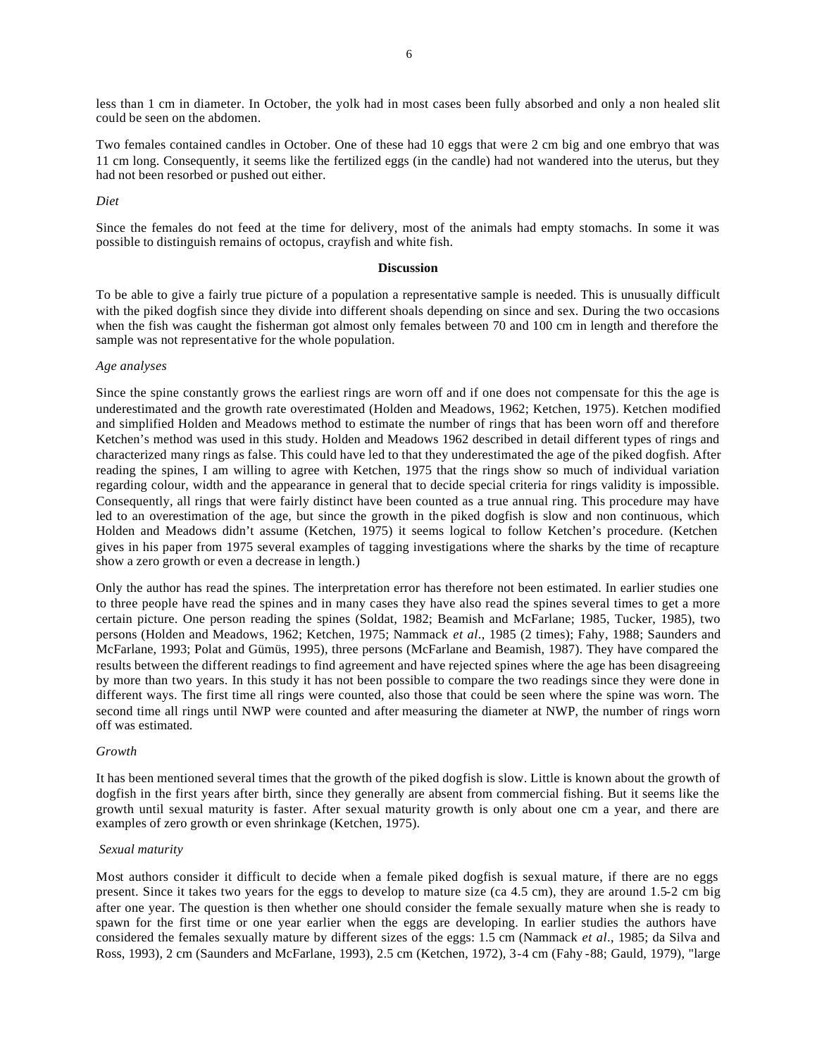less than 1 cm in diameter. In October, the yolk had in most cases been fully absorbed and only a non healed slit could be seen on the abdomen.

Two females contained candles in October. One of these had 10 eggs that were 2 cm big and one embryo that was 11 cm long. Consequently, it seems like the fertilized eggs (in the candle) had not wandered into the uterus, but they had not been resorbed or pushed out either.

*Diet*

Since the females do not feed at the time for delivery, most of the animals had empty stomachs. In some it was possible to distinguish remains of octopus, crayfish and white fish.

## Discussion

To be able to give a fairly true picture of a population a representative sample is needed. This is unusually difficult with the piked dogfish since they divide into different shoals depending on since and sex. During the two occasions when the fish was caught the fisherman got almost only females between 70 and 100 cm in length and therefore the sample was not representative for the whole population.

*Age analyses*

Since the spine constantly grows the earliest rings are worn off and if one does not compensate for this the age is underestimated and the growth rate overestimated (Holden and Meadows, 1962; Ketchen, 1975). Ketchen modified and simplified Holden and Meadows method to estimate the number of rings that has been worn off and therefore Ketchen's method was used in this study. Holden and Meadows 1962 described in detail different types of rings and characterized many rings as false. This could have led to that they underestimated the age of the piked dogfish. After reading the spines, I am willing to agree with Ketchen, 1975 that the rings show so much of individual variation regarding colour, width and the appearance in general that to decide special criteria for rings validity is impossible. Consequently, all rings that were fairly distinct have been counted as a true annual ring. This procedure may have led to an overestimation of the age, but since the growth in the piked dogfish is slow and non continuous, which Holden and Meadows didn't assume (Ketchen, 1975) it seems logical to follow Ketchen's procedure. (Ketchen gives in his paper from 1975 several examples of tagging investigations where the sharks by the time of recapture show a zero growth or even a decrease in length.)

Only the author has read the spines. The interpretation error has therefore not been estimated. In earlier studies one to three people have read the spines and in many cases they have also read the spines several times to get a more certain picture. One person reading the spines (Soldat, 1982; Beamish and McFarlane; 1985, Tucker, 1985), two persons (Holden and Meadows, 1962; Ketchen, 1975; Nammack *et al*., 1985 (2 times); Fahy, 1988; Saunders and McFarlane, 1993; Polat and Gümüs, 1995), three persons (McFarlane and Beamish, 1987). They have compared the results between the different readings to find agreement and have rejected spines where the age has been disagreeing by more than two years. In this study it has not been possible to compare the two readings since they were done in different ways. The first time all rings were counted, also those that could be seen where the spine was worn. The second time all rings until NWP were counted and after measuring the diameter at NWP, the number of rings worn off was estimated.

*Growth*

It has been mentioned several times that the growth of the piked dogfish is slow. Little is known about the growth of dogfish in the first years after birth, since they generally are absent from commercial fishing. But it seems like the growth until sexual maturity is faster. After sexual maturity growth is only about one cm a year, and there are examples of zero growth or even shrinkage (Ketchen, 1975).

*Sexual maturity*

Most authors consider it difficult to decide when a female piked dogfish is sexual mature, if there are no eggs present. Since it takes two years for the eggs to develop to mature size (ca 4.5 cm), they are around 1.5-2 cm big after one year. The question is then whether one should consider the female sexually mature when she is ready to spawn for the first time or one year earlier when the eggs are developing. In earlier studies the authors have considered the females sexually mature by different sizes of the eggs: 1.5 cm (Nammack *et al*., 1985; da Silva and Ross, 1993), 2 cm (Saunders and McFarlane, 1993), 2.5 cm (Ketchen, 1972), 3-4 cm (Fahy -88; Gauld, 1979), "large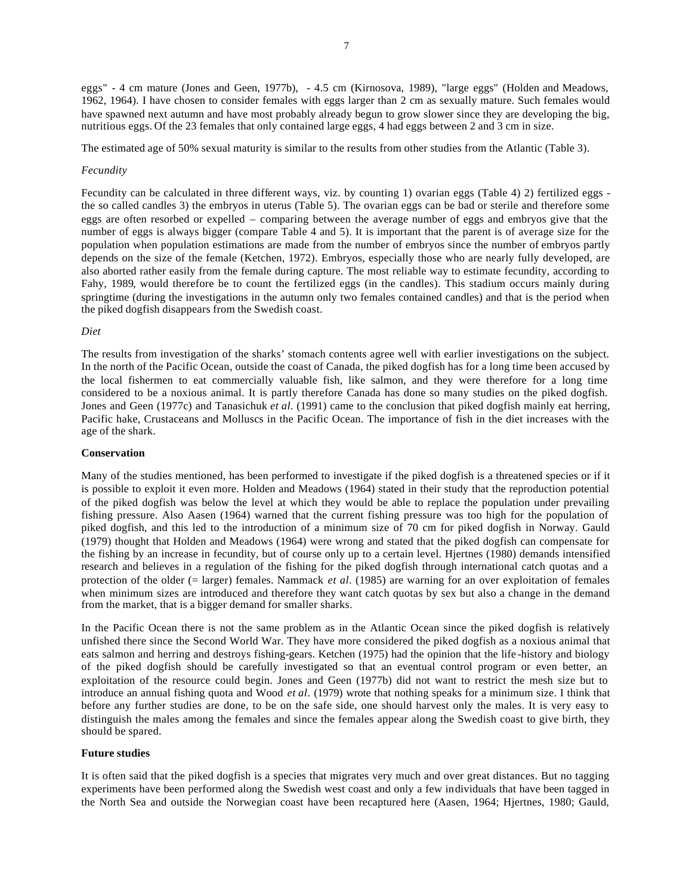eggs" - 4 cm mature (Jones and Geen, 1977b), - 4.5 cm (Kirnosova, 1989), "large eggs" (Holden and Meadows, 1962, 1964). I have chosen to consider females with eggs larger than 2 cm as sexually mature. Such females would have spawned next autumn and have most probably already begun to grow slower since they are developing the big, nutritious eggs. Of the 23 females that only contained large eggs, 4 had eggs between 2 and 3 cm in size.

The estimated age of 50% sexual maturity is similar to the results from other studies from the Atlantic (Table 3).

*Fecundity*

Fecundity can be calculated in three different ways, viz. by counting 1) ovarian eggs (Table 4) 2) fertilized eggs - the so called candles 3) the embryos in uterus (Table 5). The ovarian eggs can be bad or sterile and therefore some eggs are often resorbed or expelled – comparing between the average number of eggs and embryos give that the number of eggs is always bigger (compare Table 4 and 5). It is important that the parent is of average size for the population when population estimations are made from the number of embryos since the number of embryos partly depends on the size of the female (Ketchen, 1972). Embryos, especially those who are nearly fully developed, are also aborted rather easily from the female during capture. The most reliable way to estimate fecundity, according to Fahy, 1989, would therefore be to count the fertilized eggs (in the candles). This stadium occurs mainly during springtime (during the investigations in the autumn only two females contained candles) and that is the period when the piked dogfish disappears from the Swedish coast.

*Diet*

The results from investigation of the sharks' stomach contents agree well with earlier investigations on the subject. In the north of the Pacific Ocean, outside the coast of Canada, the piked dogfish has for a long time been accused by the local fishermen to eat commercially valuable fish, like salmon, and they were therefore for a long time considered to be a noxious animal. It is partly therefore Canada has done so many studies on the piked dogfish. Jones and Geen (1977c) and Tanasichuk *et al*. (1991) came to the conclusion that piked dogfish mainly eat herring, Pacific hake, Crustaceans and Molluscs in the Pacific Ocean. The importance of fish in the diet increases with the age of the shark.

**Conservation**

Many of the studies mentioned, has been performed to investigate if the piked dogfish is a threatened species or if it is possible to exploit it even more. Holden and Meadows (1964) stated in their study that the reproduction potential of the piked dogfish was below the level at which they would be able to replace the population under prevailing fishing pressure. Also Aasen (1964) warned that the current fishing pressure was too high for the population of piked dogfish, and this led to the introduction of a minimum size of 70 cm for piked dogfish in Norway. Gauld (1979) thought that Holden and Meadows (1964) were wrong and stated that the piked dogfish can compensate for the fishing by an increase in fecundity, but of course only up to a certain level. Hjertnes (1980) demands intensified research and believes in a regulation of the fishing for the piked dogfish through international catch quotas and a protection of the older (= larger) females. Nammack *et al*. (1985) are warning for an over exploitation of females when minimum sizes are introduced and therefore they want catch quotas by sex but also a change in the demand from the market, that is a bigger demand for smaller sharks.

In the Pacific Ocean there is not the same problem as in the Atlantic Ocean since the piked dogfish is relatively unfished there since the Second World War. They have more considered the piked dogfish as a noxious animal that eats salmon and herring and destroys fishing-gears. Ketchen (1975) had the opinion that the life-history and biology of the piked dogfish should be carefully investigated so that an eventual control program or even better, an exploitation of the resource could begin. Jones and Geen (1977b) did not want to restrict the mesh size but to introduce an annual fishing quota and Wood *et al*. (1979) wrote that nothing speaks for a minimum size. I think that before any further studies are done, to be on the safe side, one should harvest only the males. It is very easy to distinguish the males among the females and since the females appear along the Swedish coast to give birth, they should be spared.

**Future studies**

It is often said that the piked dogfish is a species that migrates very much and over great distances. But no tagging experiments have been performed along the Swedish west coast and only a few individuals that have been tagged in the North Sea and outside the Norwegian coast have been recaptured here (Aasen, 1964; Hjertnes, 1980; Gauld,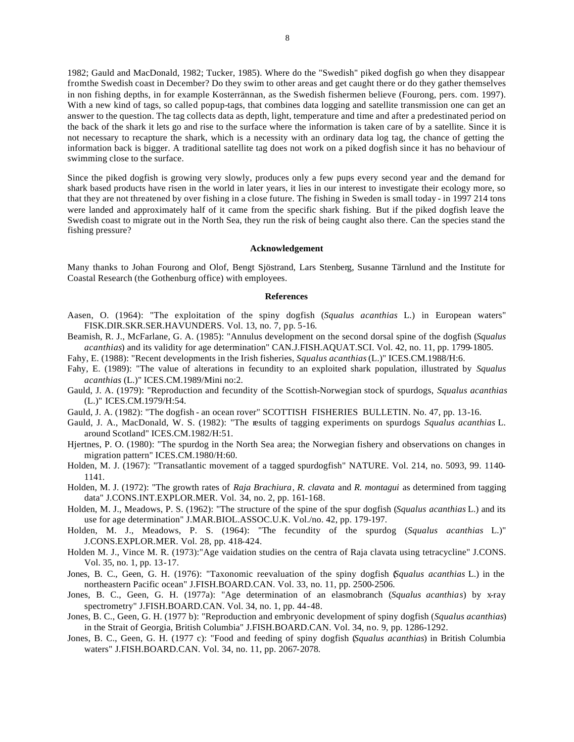1982; Gauld and MacDonald, 1982; Tucker, 1985). Where do the "Swedish" piked dogfish go when they disappear fromthe Swedish coast in December? Do they swim to other areas and get caught there or do they gather themselves in non fishing depths, in for example Kosterrännan, as the Swedish fishermen believe (Fourong, pers. com. 1997). With a new kind of tags, so called popup-tags, that combines data logging and satellite transmission one can get an answer to the question. The tag collects data as depth, light, temperature and time and after a predestinated period on the back of the shark it lets go and rise to the surface where the information is taken care of by a satellite. Since it is not necessary to recapture the shark, which is a necessity with an ordinary data log tag, the chance of getting the information back is bigger. A traditional satellite tag does not work on a piked dogfish since it has no behaviour of swimming close to the surface.

Since the piked dogfish is growing very slowly, produces only a few pups every second year and the demand for shark based products have risen in the world in later years, it lies in our interest to investigate their ecology more, so that they are not threatened by over fishing in a close future. The fishing in Sweden is small today - in 1997 214 tons were landed and approximately half of it came from the specific shark fishing. But if the piked dogfish leave the Swedish coast to migrate out in the North Sea, they run the risk of being caught also there. Can the species stand the fishing pressure?

## Acknowledgement

Many thanks to Johan Fourong and Olof, Bengt Sjöstrand, Lars Stenberg, Susanne Tärnlund and the Institute for Coastal Research (the Gothenburg office) with employees.

## References

Aasen, O. (1964): "The exploitation of the spiny dogfish (*Squalus acanthias* L.) in European waters" FISK.DIR.SKR.SER.HAVUNDERS. Vol. 13, no. 7, pp. 5-16.

Beamish, R. J., McFarlane, G. A. (1985): "Annulus development on the second dorsal spine of the dogfish (*Squalus acanthias*) and its validity for age determination" CAN.J.FISH.AQUAT.SCI. Vol. 42, no. 11, pp. 1799-1805.

Fahy, E. (1988): "Recent developments in the Irish fisheries, *Squalus acanthias* (L.)" ICES.CM.1988/H:6.

Fahy, E. (1989): "The value of alterations in fecundity to an exploited shark population, illustrated by *Squalus acanthias* (L.)" ICES.CM.1989/Mini no:2.

Gauld, J. A. (1979): "Reproduction and fecundity of the Scottish-Norwegian stock of spurdogs, *Squalus acanthias* (L.)" ICES.CM.1979/H:54.

Gauld, J. A. (1982): "The dogfish - an ocean rover" SCOTTISH FISHERIES BULLETIN. No. 47, pp. 13-16.

Gauld, J. A., MacDonald, W. S. (1982): "The results of tagging experiments on spurdogs *Squalus acanthias* L. around Scotland" ICES.CM.1982/H:51.

Hjertnes, P. O. (1980): "The spurdog in the North Sea area; the Norwegian fishery and observations on changes in migration pattern" ICES.CM.1980/H:60.

Holden, M. J. (1967): "Transatlantic movement of a tagged spurdogfish" NATURE. Vol. 214, no. 5093, 99. 1140-1141.

Holden, M. J. (1972): "The growth rates of *Raja Brachiura*, *R. clavata* and *R. montagui* as determined from tagging data" J.CONS.INT.EXPLOR.MER. Vol. 34, no. 2, pp. 161-168.

Holden, M. J., Meadows, P. S. (1962): "The structure of the spine of the spur dogfish (*Squalus acanthias* L.) and its use for age determination" J.MAR.BIOL.ASSOC.U.K. Vol./no. 42, pp. 179-197.

Holden, M. J., Meadows, P. S. (1964): "The fecundity of the spurdog (*Squalus acanthias* L.)" J.CONS.EXPLOR.MER. Vol. 28, pp. 418-424.

Holden M. J., Vince M. R. (1973):"Age vaidation studies on the centra of Raja clavata using tetracycline" J.CONS. Vol. 35, no. 1, pp. 13-17.

Jones, B. C., Geen, G. H. (1976): "Taxonomic reevaluation of the spiny dogfish (*Squalus acanthias* L.) in the northeastern Pacific ocean" J.FISH.BOARD.CAN. Vol. 33, no. 11, pp. 2500-2506.

Jones, B. C., Geen, G. H. (1977a): "Age determination of an elasmobranch (*Squalus acanthias*) by x-ray spectrometry" J.FISH.BOARD.CAN. Vol. 34, no. 1, pp. 44-48.

Jones, B. C., Geen, G. H. (1977 b): "Reproduction and embryonic development of spiny dogfish (*Squalus acanthias*) in the Strait of Georgia, British Columbia" J.FISH.BOARD.CAN. Vol. 34, no. 9, pp. 1286-1292.

Jones, B. C., Geen, G. H. (1977 c): "Food and feeding of spiny dogfish (*Squalus acanthias*) in British Columbia waters" J.FISH.BOARD.CAN. Vol. 34, no. 11, pp. 2067-2078.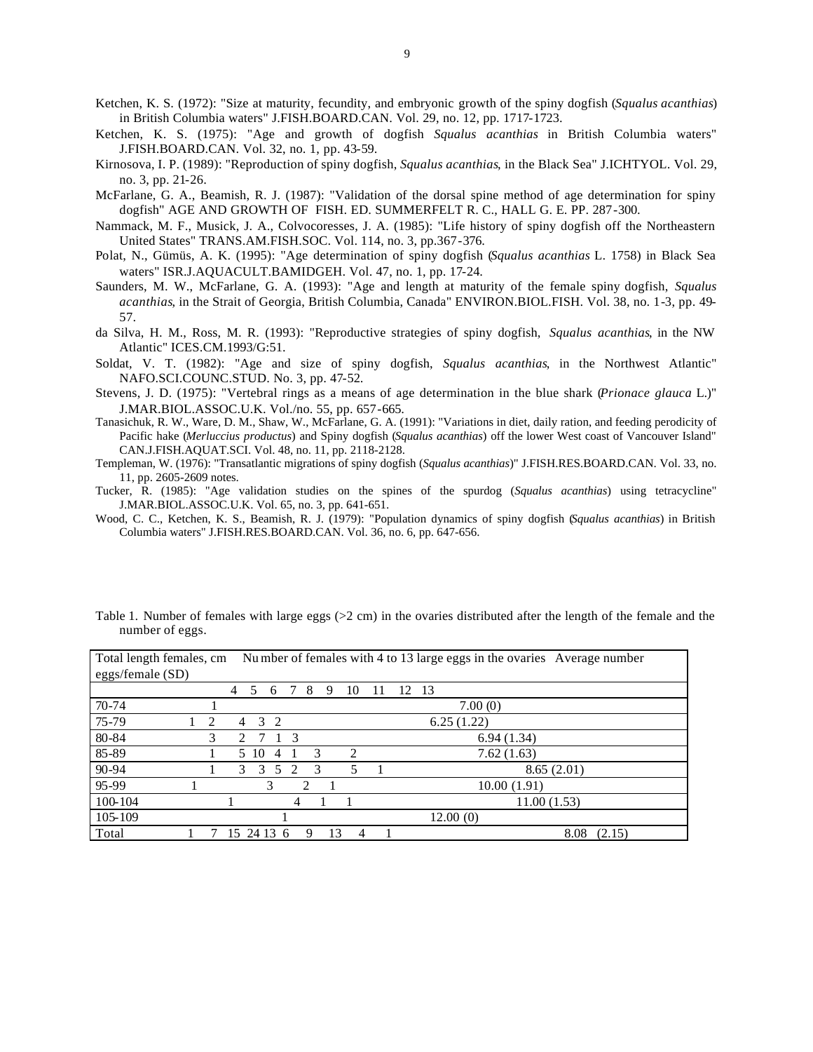Ketchen, K. S. (1972): "Size at maturity, fecundity, and embryonic growth of the spiny dogfish (*Squalus acanthias*) in British Columbia waters" J.FISH.BOARD.CAN. Vol. 29, no. 12, pp. 1717-1723.

Ketchen, K. S. (1975): "Age and growth of dogfish *Squalus acanthias* in British Columbia waters" J.FISH.BOARD.CAN. Vol. 32, no. 1, pp. 43-59.

Kirnosova, I. P. (1989): "Reproduction of spiny dogfish, *Squalus acanthias*, in the Black Sea" J.ICHTYOL. Vol. 29, no. 3, pp. 21-26.

McFarlane, G. A., Beamish, R. J. (1987): "Validation of the dorsal spine method of age determination for spiny dogfish" AGE AND GROWTH OF FISH. ED. SUMMERFELT R. C., HALL G. E. PP. 287-300.

Nammack, M. F., Musick, J. A., Colvocoresses, J. A. (1985): "Life history of spiny dogfish off the Northeastern United States" TRANS.AM.FISH.SOC. Vol. 114, no. 3, pp.367-376.

Polat, N., Gümüs, A. K. (1995): "Age determination of spiny dogfish (*Squalus acanthias* L. 1758) in Black Sea waters" ISR.J.AQUACULT.BAMIDGEH. Vol. 47, no. 1, pp. 17-24.

Saunders, M. W., McFarlane, G. A. (1993): "Age and length at maturity of the female spiny dogfish, *Squalus acanthias*, in the Strait of Georgia, British Columbia, Canada" ENVIRON.BIOL.FISH. Vol. 38, no. 1-3, pp. 49-57.

da Silva, H. M., Ross, M. R. (1993): "Reproductive strategies of spiny dogfish, *Squalus acanthias*, in the NW Atlantic" ICES.CM.1993/G:51.

Soldat, V. T. (1982): "Age and size of spiny dogfish, *Squalus acanthias*, in the Northwest Atlantic" NAFO.SCI.COUNC.STUD. No. 3, pp. 47-52.

Stevens, J. D. (1975): "Vertebral rings as a means of age determination in the blue shark (*Prionace glauca* L.)" J.MAR.BIOL.ASSOC.U.K. Vol./no. 55, pp. 657-665.

Tanasichuk, R. W., Ware, D. M., Shaw, W., McFarlane, G. A. (1991): "Variations in diet, daily ration, and feeding perodicity of Pacific hake (*Merluccius productus*) and Spiny dogfish (*Squalus acanthias*) off the lower West coast of Vancouver Island" CAN.J.FISH.AQUAT.SCI. Vol. 48, no. 11, pp. 2118-2128.

Templeman, W. (1976): "Transatlantic migrations of spiny dogfish (*Squalus acanthias*)" J.FISH.RES.BOARD.CAN. Vol. 33, no. 11, pp. 2605-2609 notes.

Tucker, R. (1985): "Age validation studies on the spines of the spurdog (*Squalus acanthias*) using tetracycline" J.MAR.BIOL.ASSOC.U.K. Vol. 65, no. 3, pp. 641-651.

Wood, C. C., Ketchen, K. S., Beamish, R. J. (1979): "Population dynamics of spiny dogfish (*Squalus acanthias*) in British Columbia waters" J.FISH.RES.BOARD.CAN. Vol. 36, no. 6, pp. 647-656.

Table 1. Number of females with large eggs (>2 cm) in the ovaries distributed after the length of the female and the number of eggs.

| Total length females, cm | Number of females with 4 to 13 large eggs in the ovaries | | | | | | | | | | Average number eggs/female (SD) |
|---|---|---|---|---|---|---|---|---|---|---|---|
| | 4 | 5 | 6 | 7 | 8 | 9 | 10 | 11 | 12 | 13 | |
| 70-74 | | | | 1 | | | | | | | 7.00 (0) |
| 75-79 | 1 | 2 | 4 | 3 | 2 | | | | | | 6.25 (1.22) |
| 80-84 | | 3 | 2 | 7 | 1 | 3 | | | | | 6.94 (1.34) |
| 85-89 | | 1 | 5 | 10 | 4 | 1 | 3 | 2 | | | 7.62 (1.63) |
| 90-94 | | 1 | 3 | 3 | 5 | 2 | 3 | 5 | 1 | | 8.65 (2.01) |
| 95-99 | | | 1 | | | | 3 | 2 | 1 | | 10.00 (1.91) |
| 100-104 | | | | | 1 | | | 4 | 1 | 1 | 11.00 (1.53) |
| 105-109 | | | | | | | | | 1 | | 12.00 (0) |
| Total | 1 | 7 | 15 | 24 | 13 | 6 | 9 | 13 | 4 | 1 | 8.08 (2.15) |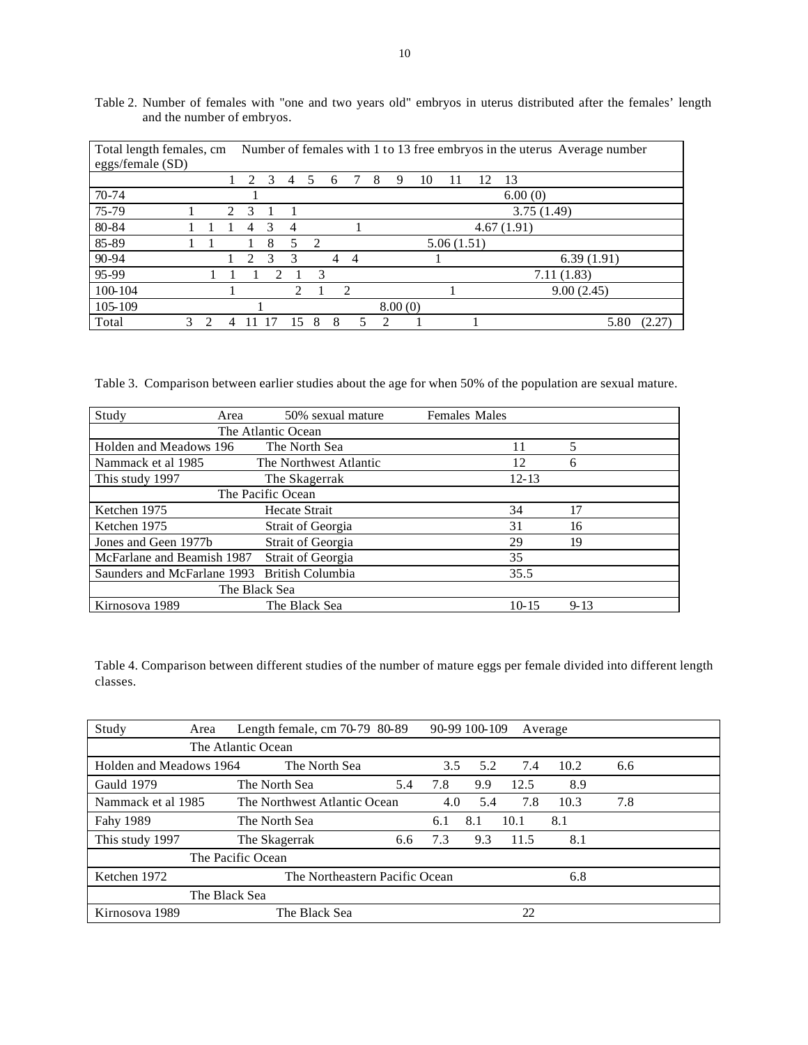Table 2. Number of females with "one and two years old" embryos in uterus distributed after the females' length and the number of embryos.

| Total length females, cm | Number of females with 1 to 13 free embryos in the uterus | | | | | | | | | | | | | Average number eggs/female (SD) |
|---|---|---|---|---|---|---|---|---|---|---|---|---|---|---|
| | 1 | 2 | 3 | 4 | 5 | 6 | 7 | 8 | 9 | 10 | 11 | 12 | 13 | |
| 70-74 | | | | | | 1 | | | | | | | | 6.00 (0) |
| 75-79 | 1 | | 2 | 3 | 1 | 1 | | | | | | | | 3.75 (1.49) |
| 80-84 | 1 | 1 | 1 | 4 | 3 | 4 | | | 1 | | | | | 4.67 (1.91) |
| 85-89 | 1 | 1 | | 1 | 8 | 5 | 2 | | | | | | | 5.06 (1.51) |
| 90-94 | | | 1 | 2 | 3 | 3 | 4 | 4 | | | 1 | | | 6.39 (1.91) |
| 95-99 | | | | 1 | 1 | 1 | 2 | 1 | 3 | | | | | 7.11 (1.83) |
| 100-104 | | | | | 1 | | | 2 | 1 | 2 | | | 1 | 9.00 (2.45) |
| 105-109 | | | | | | | | 1 | | | | | | 8.00 (0) |
| Total | 3 | 2 | 4 | 11 | 17 | 15 | 8 | 8 | 5 | 2 | 1 | | 1 | 5.80 (2.27) |

Table 3. Comparison between earlier studies about the age for when 50% of the population are sexual mature.

| Study | Area | 50% sexual mature Females | Males |
|---|---|---|---|
| The Atlantic Ocean | | | |
| Holden and Meadows 196 | The North Sea | 11 | 5 |
| Nammack et al 1985 | The Northwest Atlantic | 12 | 6 |
| This study 1997 | The Skagerrak | 12-13 | |
| The Pacific Ocean | | | |
| Ketchen 1975 | Hecate Strait | 34 | 17 |
| Ketchen 1975 | Strait of Georgia | 31 | 16 |
| Jones and Geen 1977b | Strait of Georgia | 29 | 19 |
| McFarlane and Beamish 1987 | Strait of Georgia | 35 | |
| Saunders and McFarlane 1993 | British Columbia | 35.5 | |
| The Black Sea | | | |
| Kirnosova 1989 | The Black Sea | 10-15 | 9-13 |

Table 4. Comparison between different studies of the number of mature eggs per female divided into different length classes.

| Study | Area | Length female, cm 70-79 | 80-89 | 90-99 | 100-109 | Average |
|---|---|---|---|---|---|---|
| The Atlantic Ocean | | | | | | |
| Holden and Meadows 1964 | The North Sea | 3.5 | 5.2 | 7.4 | 10.2 | 6.6 |
| Gauld 1979 | The North Sea | 5.4 | 7.8 | 9.9 | 12.5 | 8.9 |
| Nammack et al 1985 | The Northwest Atlantic Ocean | 4.0 | 5.4 | 7.8 | 10.3 | 7.8 |
| Fahy 1989 | The North Sea | | 6.1 | 8.1 | 10.1 | 8.1 |
| This study 1997 | The Skagerrak | 6.6 | 7.3 | 9.3 | 11.5 | 8.1 |
| The Pacific Ocean | | | | | | |
| Ketchen 1972 | The Northeastern Pacific Ocean | | | | | 6.8 |
| The Black Sea | | | | | | |
| Kirnosova 1989 | The Black Sea | | | | | 22 |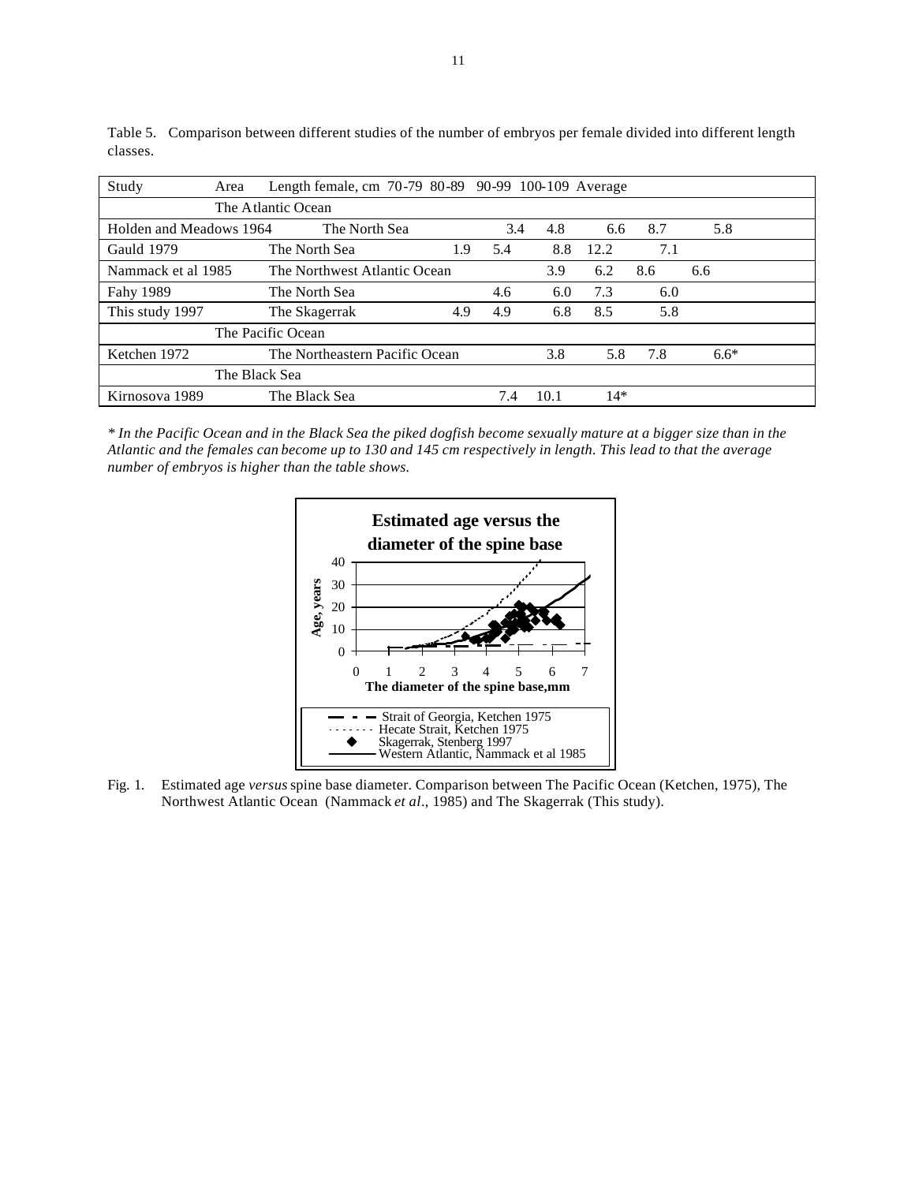Table 5. Comparison between different studies of the number of embryos per female divided into different length classes.

| Study | Area | Length female, cm 70-79 | 80-89 | 90-99 | 100-109 | Average |
|---|---|---|---|---|---|---|
| | The Atlantic Ocean | | | | | |
| Holden and Meadows 1964 | The North Sea | 3.4 | 4.8 | 6.6 | 8.7 | 5.8 |
| Gauld 1979 | The North Sea | 1.9 | 5.4 | 8.8 | 12.2 | 7.1 |
| Nammack et al 1985 | The Northwest Atlantic Ocean | | 3.9 | 6.2 | 8.6 | 6.6 |
| Fahy 1989 | The North Sea | | 4.6 | 6.0 | 7.3 | 6.0 |
| This study 1997 | The Skagerrak | 4.9 | 4.9 | 6.8 | 8.5 | 5.8 |
| | The Pacific Ocean | | | | | |
| Ketchen 1972 | The Northeastern Pacific Ocean | | 3.8 | 5.8 | 7.8 | 6.6* |
| | The Black Sea | | | | | |
| Kirnosova 1989 | The Black Sea | | 7.4 | 10.1 | 14* | |

*\* In the Pacific Ocean and in the Black Sea the piked dogfish become sexually mature at a bigger size than in the Atlantic and the females can become up to 130 and 145 cm respectively in length. This lead to that the average number of embryos is higher than the table shows.*

Fig. 1. Estimated age *versus* spine base diameter. Comparison between The Pacific Ocean (Ketchen, 1975), The Northwest Atlantic Ocean (Nammack *et al*., 1985) and The Skagerrak (This study).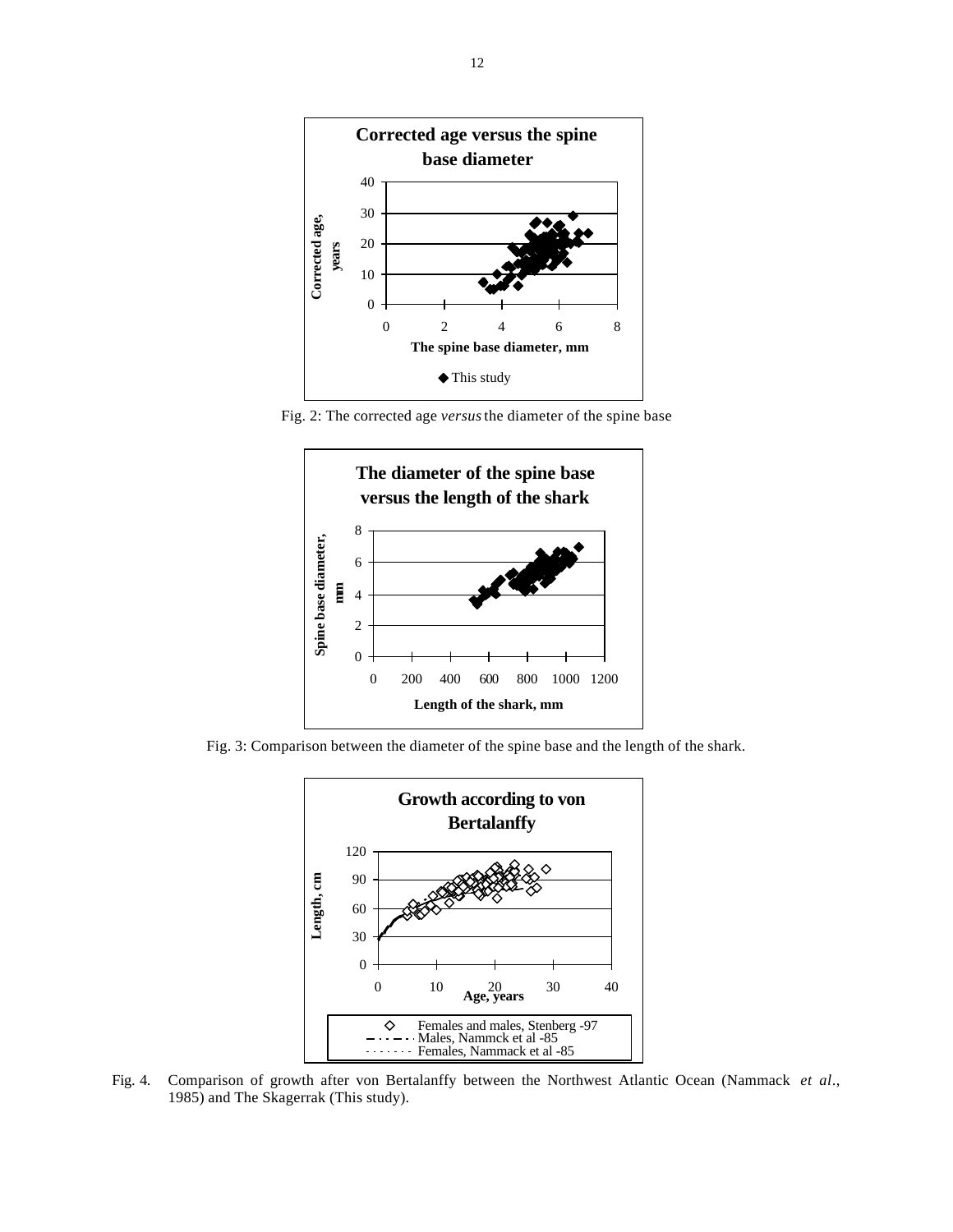**Corrected age versus the spine base diameter**

Fig. 2: The corrected age *versus* the diameter of the spine base

**The diameter of the spine base versus the length of the shark**

Fig. 3: Comparison between the diameter of the spine base and the length of the shark.

**Growth according to von Bertalanffy**

Fig. 4. Comparison of growth after von Bertalanffy between the Northwest Atlantic Ocean (Nammack *et al.*, 1985) and The Skagerrak (This study).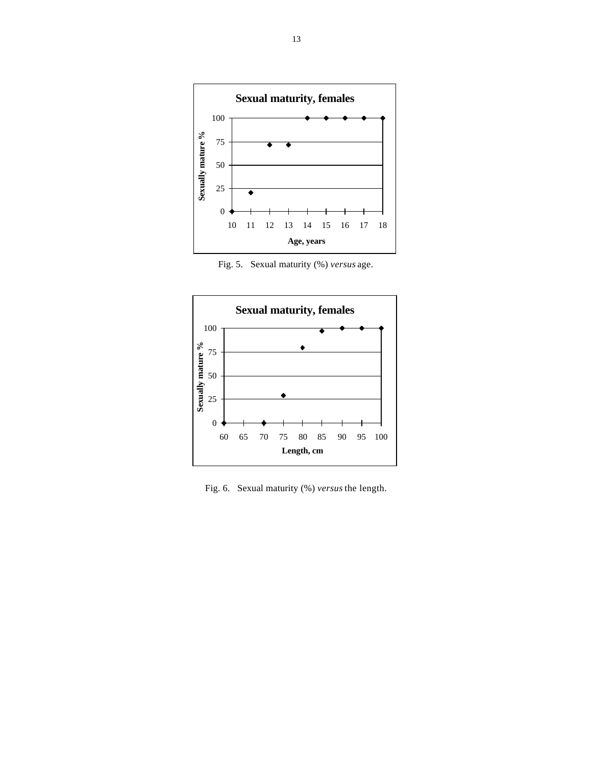Sexual maturity, females

Sexually mature %

100
75
50
25
0

10 11 12 13 14 15 16 17 18

Age, years

Fig. 5. Sexual maturity (%) *versus* age.

Sexual maturity, females

Sexually mature %

100
75
50
25
0

60 65 70 75 80 85 90 95 100

Length, cm

Fig. 6. Sexual maturity (%) *versus* the length.